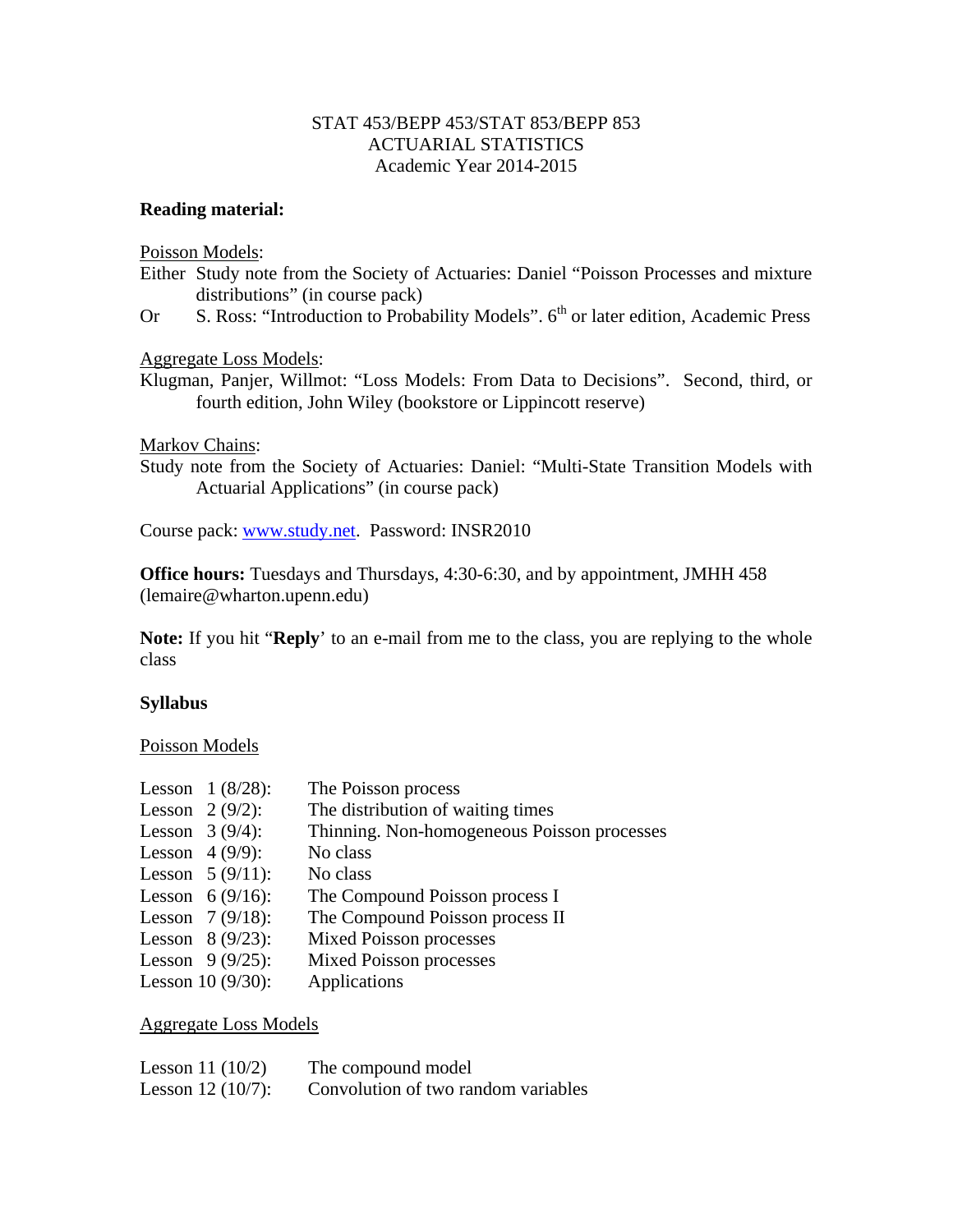STAT 453/BEPP 453/STAT 853/BEPP 853
ACTUARIAL STATISTICS
Academic Year 2014-2015

**Reading material:**

Poisson Models:

Either Study note from the Society of Actuaries: Daniel "Poisson Processes and mixture distributions" (in course pack)

Or S. Ross: "Introduction to Probability Models". 6th or later edition, Academic Press

Aggregate Loss Models:

Klugman, Panjer, Willmot: "Loss Models: From Data to Decisions". Second, third, or fourth edition, John Wiley (bookstore or Lippincott reserve)

Markov Chains:

Study note from the Society of Actuaries: Daniel: "Multi-State Transition Models with Actuarial Applications" (in course pack)

Course pack: www.study.net. Password: INSR2010

**Office hours:** Tuesdays and Thursdays, 4:30-6:30, and by appointment, JMHH 458 (lemaire@wharton.upenn.edu)

**Note:** If you hit "**Reply**' to an e-mail from me to the class, you are replying to the whole class

**Syllabus**

Poisson Models

| | |
|---|---|
| Lesson 1 (8/28): | The Poisson process |
| Lesson 2 (9/2): | The distribution of waiting times |
| Lesson 3 (9/4): | Thinning. Non-homogeneous Poisson processes |
| Lesson 4 (9/9): | No class |
| Lesson 5 (9/11): | No class |
| Lesson 6 (9/16): | The Compound Poisson process I |
| Lesson 7 (9/18): | The Compound Poisson process II |
| Lesson 8 (9/23): | Mixed Poisson processes |
| Lesson 9 (9/25): | Mixed Poisson processes |
| Lesson 10 (9/30): | Applications |

Aggregate Loss Models

| | |
|---|---|
| Lesson 11 (10/2) | The compound model |
| Lesson 12 (10/7): | Convolution of two random variables |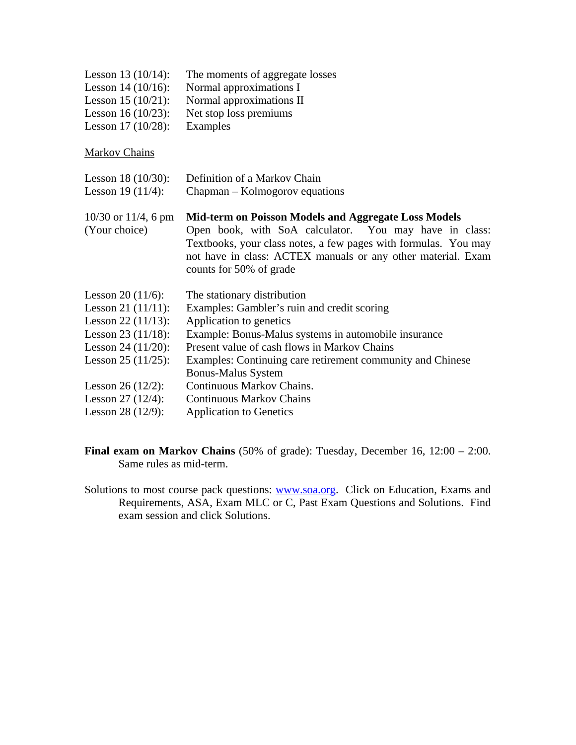Lesson 13 (10/14): The moments of aggregate losses
Lesson 14 (10/16): Normal approximations I
Lesson 15 (10/21): Normal approximations II
Lesson 16 (10/23): Net stop loss premiums
Lesson 17 (10/28): Examples

Markov Chains

Lesson 18 (10/30): Definition of a Markov Chain
Lesson 19 (11/4): Chapman – Kolmogorov equations

10/30 or 11/4, 6 pm (Your choice) **Mid-term on Poisson Models and Aggregate Loss Models**
Open book, with SoA calculator. You may have in class: Textbooks, your class notes, a few pages with formulas. You may not have in class: ACTEX manuals or any other material. Exam counts for 50% of grade

Lesson 20 (11/6): The stationary distribution
Lesson 21 (11/11): Examples: Gambler's ruin and credit scoring
Lesson 22 (11/13): Application to genetics
Lesson 23 (11/18): Example: Bonus-Malus systems in automobile insurance
Lesson 24 (11/20): Present value of cash flows in Markov Chains
Lesson 25 (11/25): Examples: Continuing care retirement community and Chinese Bonus-Malus System
Lesson 26 (12/2): Continuous Markov Chains.
Lesson 27 (12/4): Continuous Markov Chains
Lesson 28 (12/9): Application to Genetics

**Final exam on Markov Chains** (50% of grade): Tuesday, December 16, 12:00 – 2:00. Same rules as mid-term.

Solutions to most course pack questions: www.soa.org. Click on Education, Exams and Requirements, ASA, Exam MLC or C, Past Exam Questions and Solutions. Find exam session and click Solutions.